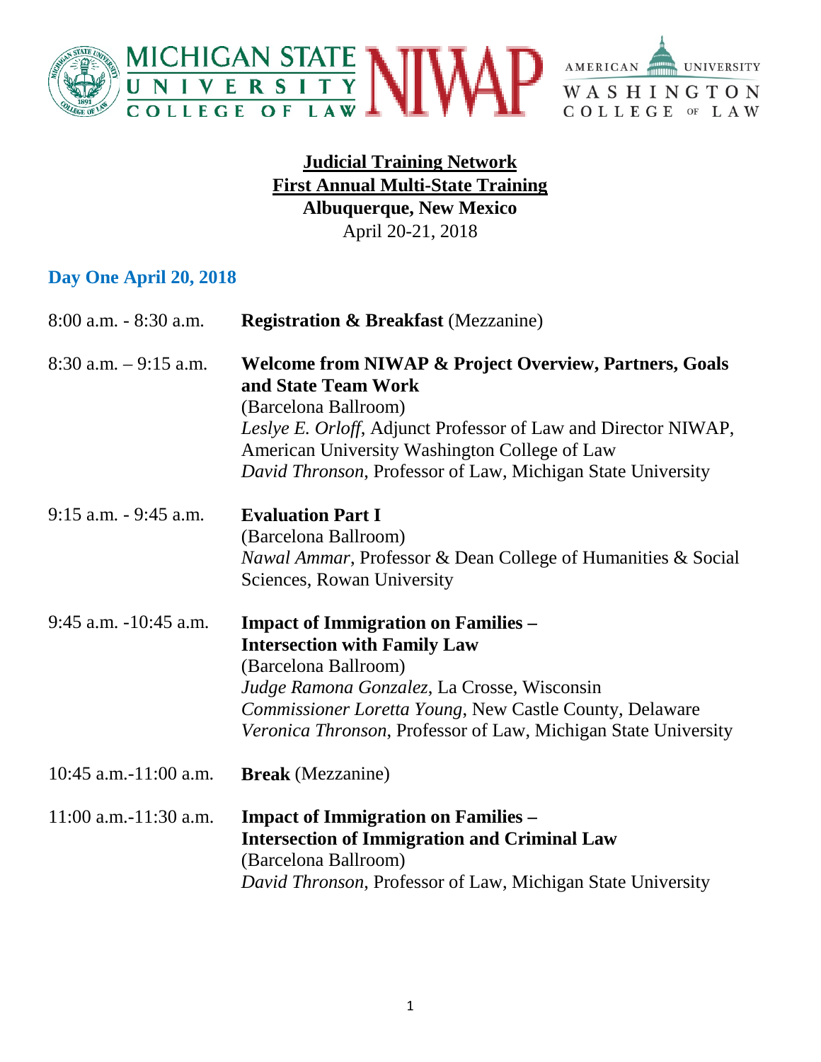**Judicial Training Network**
**First Annual Multi-State Training**
**Albuquerque, New Mexico**
April 20-21, 2018

## Day One April 20, 2018

8:00 a.m. - 8:30 a.m. **Registration & Breakfast** (Mezzanine)

8:30 a.m. – 9:15 a.m. **Welcome from NIWAP & Project Overview, Partners, Goals and State Team Work**
(Barcelona Ballroom)
*Leslye E. Orloff*, Adjunct Professor of Law and Director NIWAP, American University Washington College of Law
*David Thronson*, Professor of Law, Michigan State University

9:15 a.m. - 9:45 a.m. **Evaluation Part I**
(Barcelona Ballroom)
*Nawal Ammar*, Professor & Dean College of Humanities & Social Sciences, Rowan University

9:45 a.m. -10:45 a.m. **Impact of Immigration on Families – Intersection with Family Law**
(Barcelona Ballroom)
*Judge Ramona Gonzalez*, La Crosse, Wisconsin
*Commissioner Loretta Young*, New Castle County, Delaware
*Veronica Thronson*, Professor of Law, Michigan State University

10:45 a.m.-11:00 a.m. **Break** (Mezzanine)

11:00 a.m.-11:30 a.m. **Impact of Immigration on Families – Intersection of Immigration and Criminal Law**
(Barcelona Ballroom)
*David Thronson*, Professor of Law, Michigan State University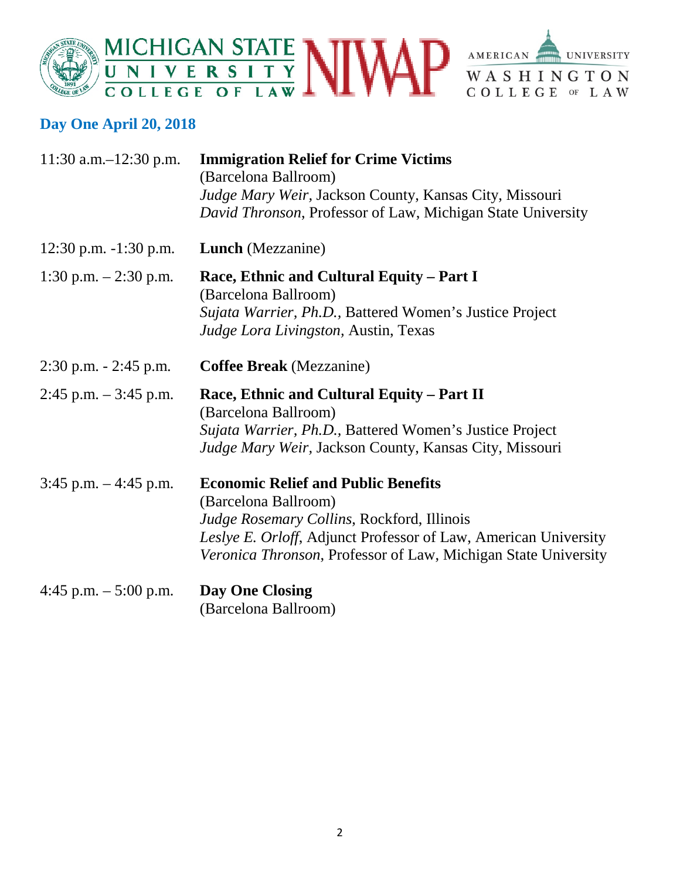## Day One April 20, 2018

| | |
|---|---|
| 11:30 a.m.–12:30 p.m. | **Immigration Relief for Crime Victims**<br>(Barcelona Ballroom)<br>*Judge Mary Weir,* Jackson County, Kansas City, Missouri<br>*David Thronson*, Professor of Law, Michigan State University |
| 12:30 p.m. -1:30 p.m. | **Lunch** (Mezzanine) |
| 1:30 p.m. – 2:30 p.m. | **Race, Ethnic and Cultural Equity – Part I**<br>(Barcelona Ballroom)<br>*Sujata Warrier, Ph.D.,* Battered Women's Justice Project<br>*Judge Lora Livingston,* Austin, Texas |
| 2:30 p.m. - 2:45 p.m. | **Coffee Break** (Mezzanine) |
| 2:45 p.m. – 3:45 p.m. | **Race, Ethnic and Cultural Equity – Part II**<br>(Barcelona Ballroom)<br>*Sujata Warrier, Ph.D.,* Battered Women's Justice Project<br>*Judge Mary Weir,* Jackson County, Kansas City, Missouri |
| 3:45 p.m. – 4:45 p.m. | **Economic Relief and Public Benefits**<br>(Barcelona Ballroom)<br>*Judge Rosemary Collins*, Rockford, Illinois<br>*Leslye E. Orloff*, Adjunct Professor of Law, American University<br>*Veronica Thronson*, Professor of Law, Michigan State University |
| 4:45 p.m. – 5:00 p.m. | **Day One Closing**<br>(Barcelona Ballroom) |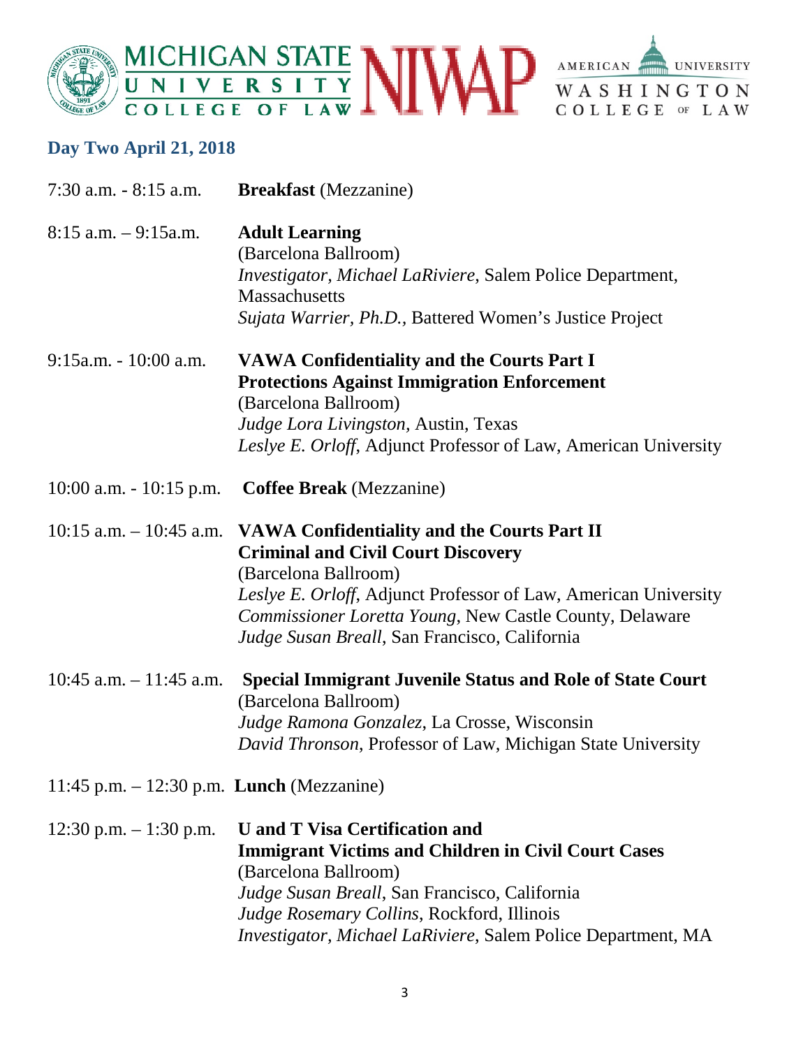## Day Two April 21, 2018

7:30 a.m. - 8:15 a.m. **Breakfast** (Mezzanine)

8:15 a.m. – 9:15a.m. **Adult Learning**
(Barcelona Ballroom)
*Investigator, Michael LaRiviere*, Salem Police Department, Massachusetts
*Sujata Warrier, Ph.D.*, Battered Women's Justice Project

9:15a.m. - 10:00 a.m. **VAWA Confidentiality and the Courts Part I**
**Protections Against Immigration Enforcement**
(Barcelona Ballroom)
*Judge Lora Livingston*, Austin, Texas
*Leslye E. Orloff*, Adjunct Professor of Law, American University

10:00 a.m. - 10:15 p.m. **Coffee Break** (Mezzanine)

10:15 a.m. – 10:45 a.m. **VAWA Confidentiality and the Courts Part II**
**Criminal and Civil Court Discovery**
(Barcelona Ballroom)
*Leslye E. Orloff*, Adjunct Professor of Law, American University
*Commissioner Loretta Young*, New Castle County, Delaware
*Judge Susan Breall*, San Francisco, California

10:45 a.m. – 11:45 a.m. **Special Immigrant Juvenile Status and Role of State Court**
(Barcelona Ballroom)
*Judge Ramona Gonzalez*, La Crosse, Wisconsin
*David Thronson*, Professor of Law, Michigan State University

11:45 p.m. – 12:30 p.m. **Lunch** (Mezzanine)

12:30 p.m. – 1:30 p.m. **U and T Visa Certification and**
**Immigrant Victims and Children in Civil Court Cases**
(Barcelona Ballroom)
*Judge Susan Breall*, San Francisco, California
*Judge Rosemary Collins*, Rockford, Illinois
*Investigator, Michael LaRiviere*, Salem Police Department, MA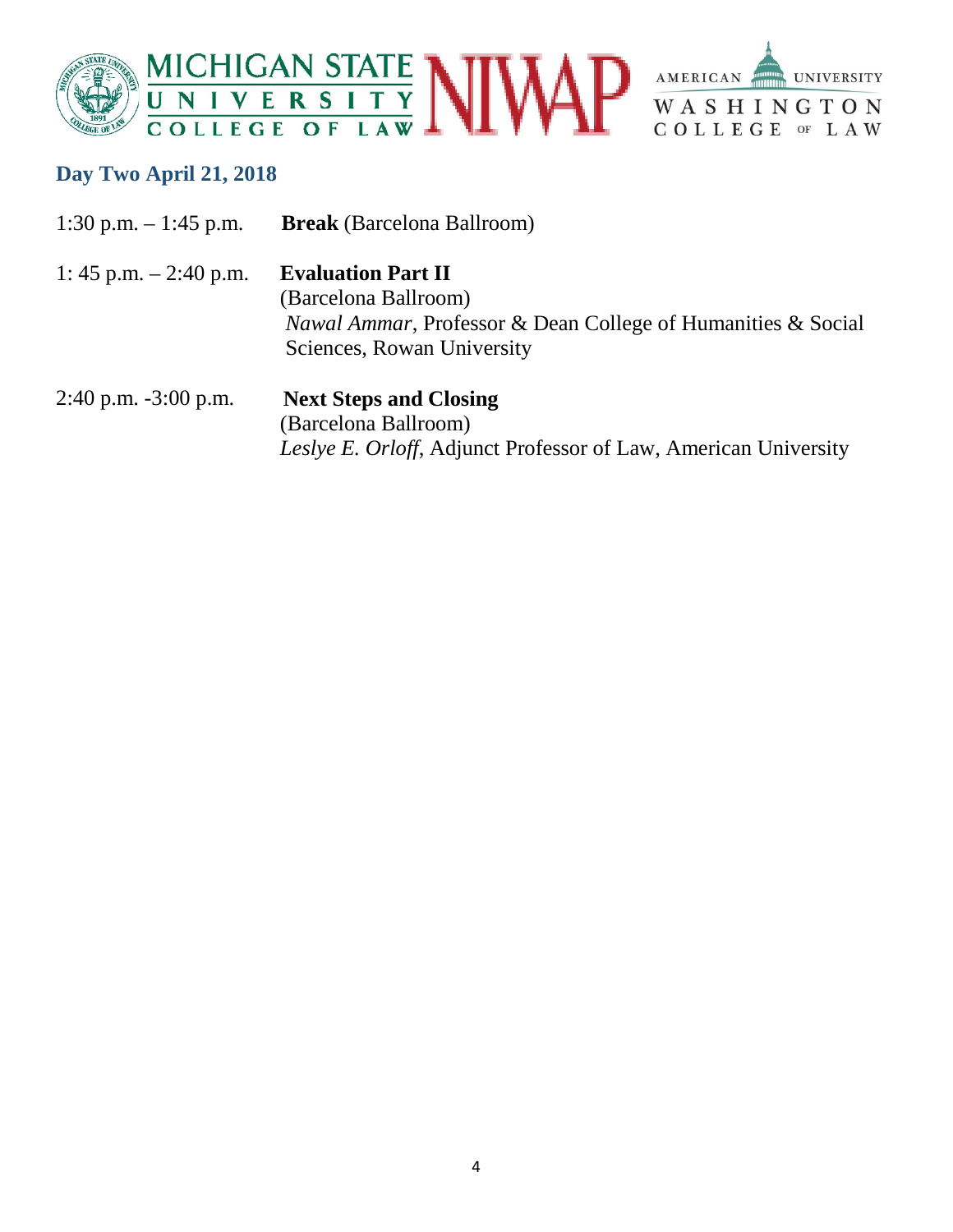## Day Two April 21, 2018

| | |
|---|---|
| 1:30 p.m. – 1:45 p.m. | **Break** (Barcelona Ballroom) |
| 1: 45 p.m. – 2:40 p.m. | **Evaluation Part II**<br>(Barcelona Ballroom)<br>*Nawal Ammar*, Professor & Dean College of Humanities & Social Sciences, Rowan University |
| 2:40 p.m. -3:00 p.m. | **Next Steps and Closing**<br>(Barcelona Ballroom)<br>*Leslye E. Orloff*, Adjunct Professor of Law, American University |